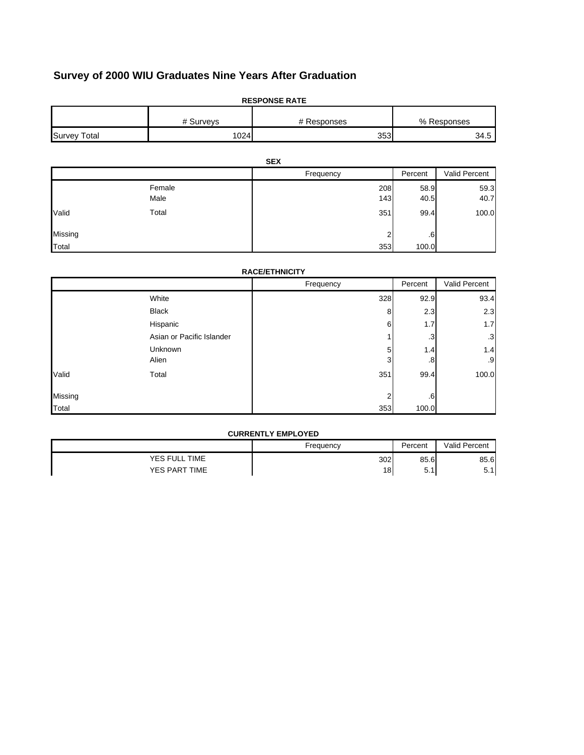# Survey of 2000 WIU Graduates Nine Years After Graduation

**RESPONSE RATE**

| | # Surveys | # Responses | % Responses |
|---|---|---|---|
| Survey Total | 1024 | 353 | 34.5 |

**SEX**

| | | Frequency | Percent | Valid Percent |
|---|---|---|---|---|
| | Female | 208 | 58.9 | 59.3 |
| | Male | 143 | 40.5 | 40.7 |
| Valid | Total | 351 | 99.4 | 100.0 |
| Missing | | 2 | .6 | |
| Total | | 353 | 100.0 | |

**RACE/ETHNICITY**

| | | Frequency | Percent | Valid Percent |
|---|---|---|---|---|
| | White | 328 | 92.9 | 93.4 |
| | Black | 8 | 2.3 | 2.3 |
| | Hispanic | 6 | 1.7 | 1.7 |
| | Asian or Pacific Islander | 1 | .3 | .3 |
| | Unknown | 5 | 1.4 | 1.4 |
| | Alien | 3 | .8 | .9 |
| Valid | Total | 351 | 99.4 | 100.0 |
| Missing | | 2 | .6 | |
| Total | | 353 | 100.0 | |

**CURRENTLY EMPLOYED**

| | Frequency | Percent | Valid Percent |
|---|---|---|---|
| YES FULL TIME | 302 | 85.6 | 85.6 |
| YES PART TIME | 18 | 5.1 | 5.1 |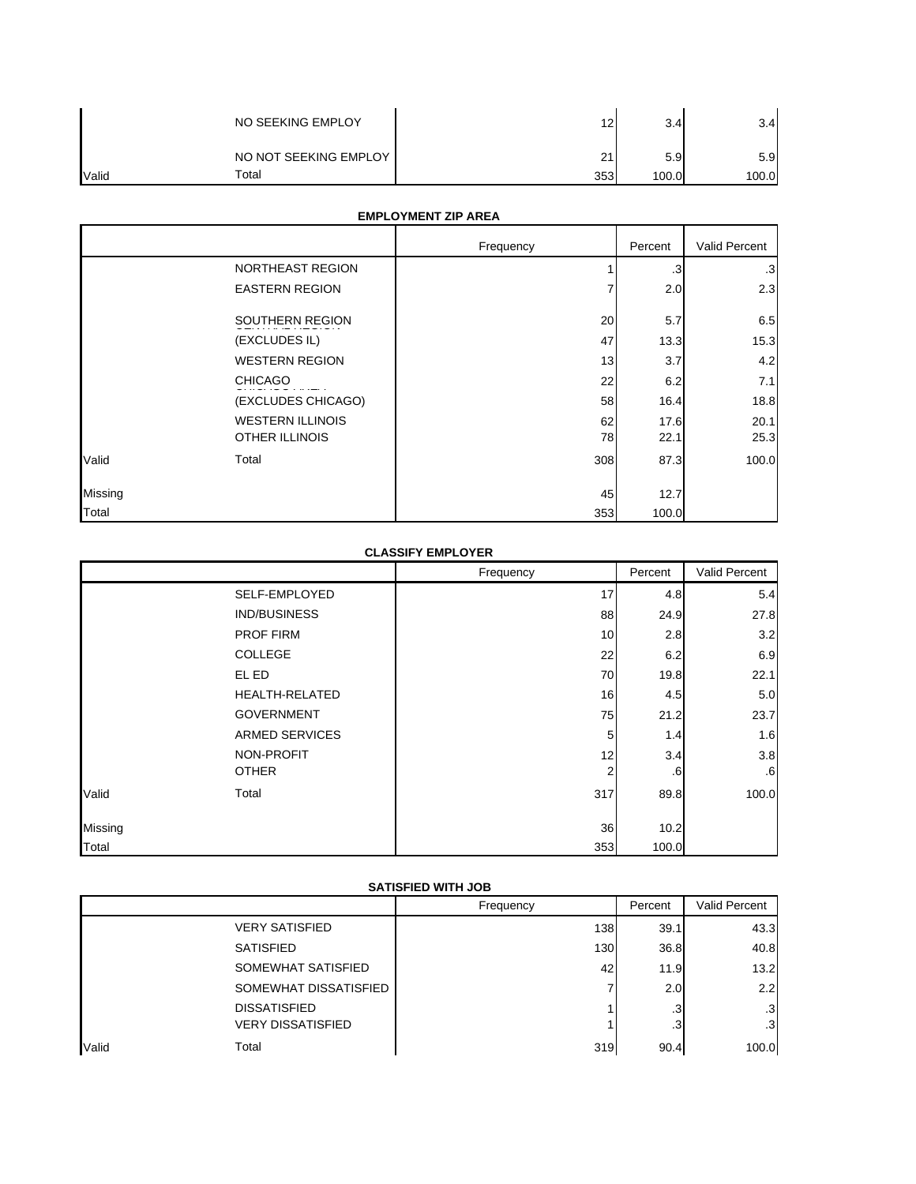|  |  | Frequency | Percent | Valid Percent |
|---|---|---|---|---|
|  | NO SEEKING EMPLOY | 12 | 3.4 | 3.4 |
|  | NO NOT SEEKING EMPLOY | 21 | 5.9 | 5.9 |
| Valid | Total | 353 | 100.0 | 100.0 |

**EMPLOYMENT ZIP AREA**

|  |  | Frequency | Percent | Valid Percent |
|---|---|---|---|---|
|  | NORTHEAST REGION | 1 | .3 | .3 |
|  | EASTERN REGION | 7 | 2.0 | 2.3 |
|  | SOUTHERN REGION | 20 | 5.7 | 6.5 |
|  | (EXCLUDES IL) | 47 | 13.3 | 15.3 |
|  | WESTERN REGION | 13 | 3.7 | 4.2 |
|  | CHICAGO | 22 | 6.2 | 7.1 |
|  | (EXCLUDES CHICAGO) | 58 | 16.4 | 18.8 |
|  | WESTERN ILLINOIS | 62 | 17.6 | 20.1 |
|  | OTHER ILLINOIS | 78 | 22.1 | 25.3 |
| Valid | Total | 308 | 87.3 | 100.0 |
| Missing |  | 45 | 12.7 |  |
| Total |  | 353 | 100.0 |  |

**CLASSIFY EMPLOYER**

|  |  | Frequency | Percent | Valid Percent |
|---|---|---|---|---|
|  | SELF-EMPLOYED | 17 | 4.8 | 5.4 |
|  | IND/BUSINESS | 88 | 24.9 | 27.8 |
|  | PROF FIRM | 10 | 2.8 | 3.2 |
|  | COLLEGE | 22 | 6.2 | 6.9 |
|  | EL ED | 70 | 19.8 | 22.1 |
|  | HEALTH-RELATED | 16 | 4.5 | 5.0 |
|  | GOVERNMENT | 75 | 21.2 | 23.7 |
|  | ARMED SERVICES | 5 | 1.4 | 1.6 |
|  | NON-PROFIT | 12 | 3.4 | 3.8 |
|  | OTHER | 2 | .6 | .6 |
| Valid | Total | 317 | 89.8 | 100.0 |
| Missing |  | 36 | 10.2 |  |
| Total |  | 353 | 100.0 |  |

**SATISFIED WITH JOB**

|  |  | Frequency | Percent | Valid Percent |
|---|---|---|---|---|
|  | VERY SATISFIED | 138 | 39.1 | 43.3 |
|  | SATISFIED | 130 | 36.8 | 40.8 |
|  | SOMEWHAT SATISFIED | 42 | 11.9 | 13.2 |
|  | SOMEWHAT DISSATISFIED | 7 | 2.0 | 2.2 |
|  | DISSATISFIED | 1 | .3 | .3 |
|  | VERY DISSATISFIED | 1 | .3 | .3 |
| Valid | Total | 319 | 90.4 | 100.0 |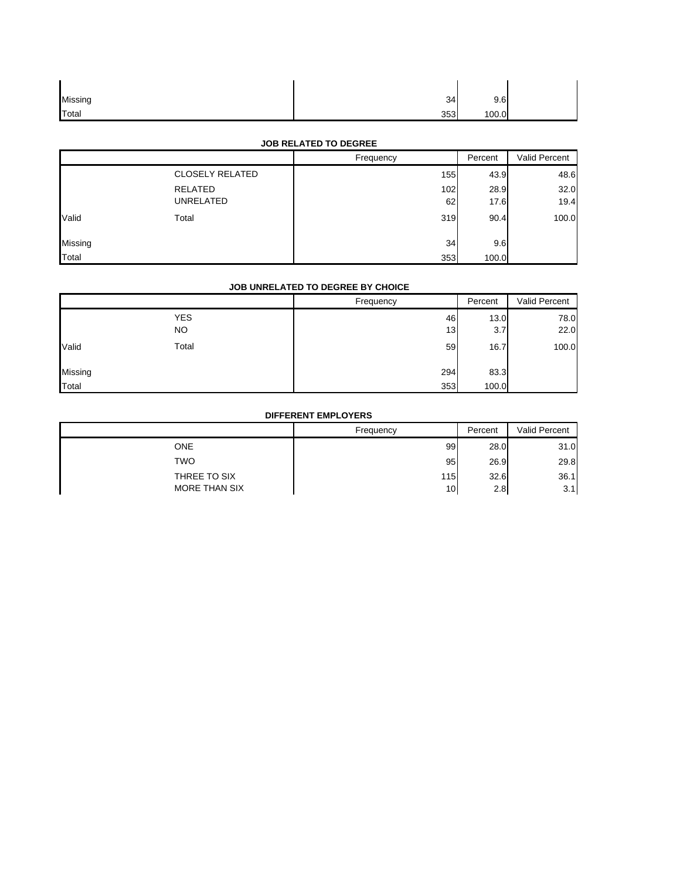| | | Frequency | Percent | Valid Percent |
|---|---|---|---|---|
| Missing | | 34 | 9.6 | |
| Total | | 353 | 100.0 | |

**JOB RELATED TO DEGREE**

| | | Frequency | Percent | Valid Percent |
|---|---|---|---|---|
| | CLOSELY RELATED | 155 | 43.9 | 48.6 |
| | RELATED | 102 | 28.9 | 32.0 |
| | UNRELATED | 62 | 17.6 | 19.4 |
| Valid | Total | 319 | 90.4 | 100.0 |
| Missing | | 34 | 9.6 | |
| Total | | 353 | 100.0 | |

**JOB UNRELATED TO DEGREE BY CHOICE**

| | | Frequency | Percent | Valid Percent |
|---|---|---|---|---|
| | YES | 46 | 13.0 | 78.0 |
| | NO | 13 | 3.7 | 22.0 |
| Valid | Total | 59 | 16.7 | 100.0 |
| Missing | | 294 | 83.3 | |
| Total | | 353 | 100.0 | |

**DIFFERENT EMPLOYERS**

| | | Frequency | Percent | Valid Percent |
|---|---|---|---|---|
| | ONE | 99 | 28.0 | 31.0 |
| | TWO | 95 | 26.9 | 29.8 |
| | THREE TO SIX | 115 | 32.6 | 36.1 |
| | MORE THAN SIX | 10 | 2.8 | 3.1 |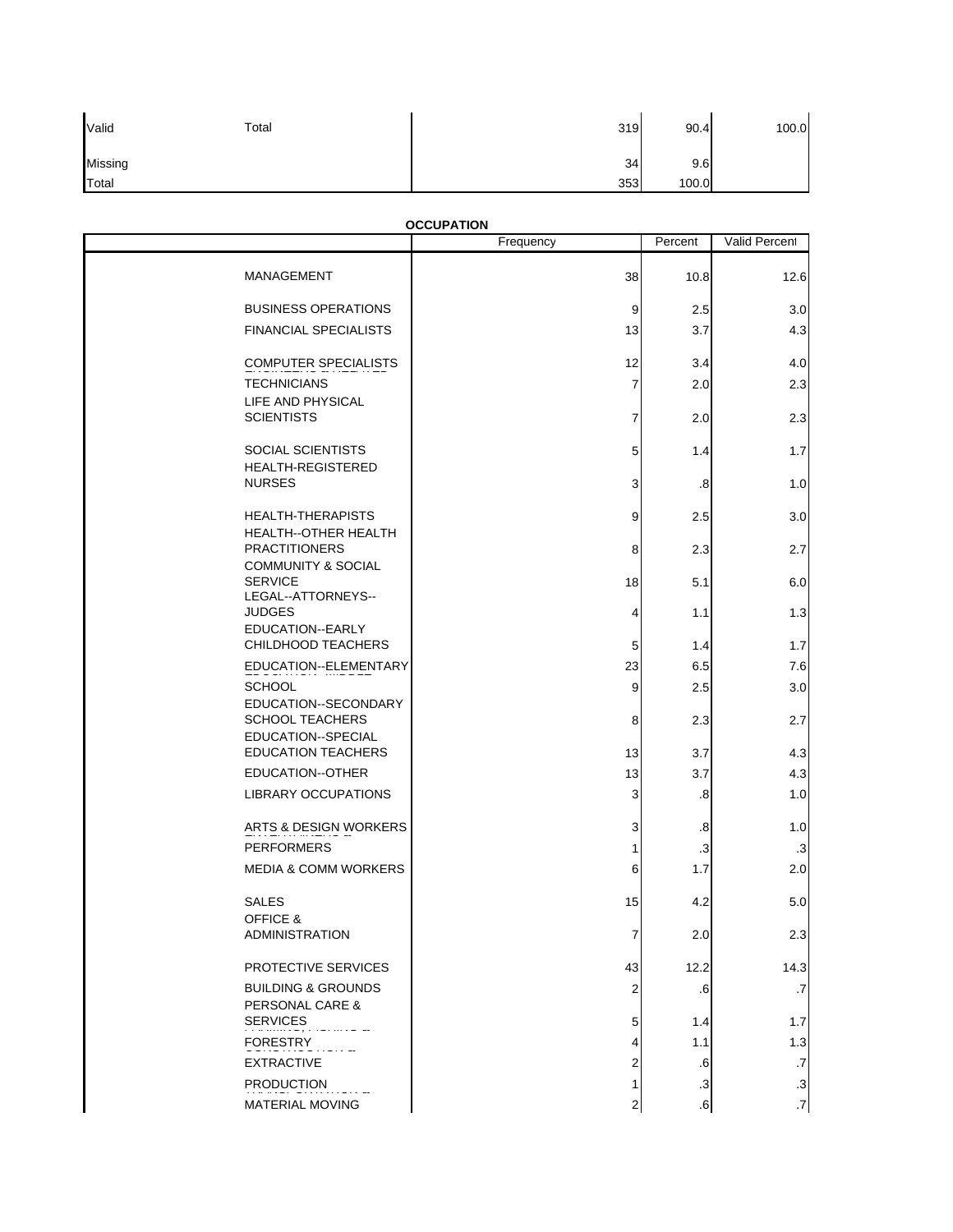| | | Frequency | Percent | Valid Percent |
|---|---|---|---|---|
| Valid | Total | 319 | 90.4 | 100.0 |
| Missing | | 34 | 9.6 | |
| Total | | 353 | 100.0 | |

**OCCUPATION**

| | Frequency | Percent | Valid Percent |
|---|---|---|---|
| MANAGEMENT | 38 | 10.8 | 12.6 |
| BUSINESS OPERATIONS | 9 | 2.5 | 3.0 |
| FINANCIAL SPECIALISTS | 13 | 3.7 | 4.3 |
| COMPUTER SPECIALISTS | 12 | 3.4 | 4.0 |
| TECHNICIANS | 7 | 2.0 | 2.3 |
| LIFE AND PHYSICAL SCIENTISTS | 7 | 2.0 | 2.3 |
| SOCIAL SCIENTISTS | 5 | 1.4 | 1.7 |
| HEALTH-REGISTERED NURSES | 3 | .8 | 1.0 |
| HEALTH-THERAPISTS | 9 | 2.5 | 3.0 |
| HEALTH--OTHER HEALTH PRACTITIONERS | 8 | 2.3 | 2.7 |
| COMMUNITY & SOCIAL SERVICE | 18 | 5.1 | 6.0 |
| LEGAL--ATTORNEYS--JUDGES | 4 | 1.1 | 1.3 |
| EDUCATION--EARLY CHILDHOOD TEACHERS | 5 | 1.4 | 1.7 |
| EDUCATION--ELEMENTARY | 23 | 6.5 | 7.6 |
| SCHOOL | 9 | 2.5 | 3.0 |
| EDUCATION--SECONDARY SCHOOL TEACHERS | 8 | 2.3 | 2.7 |
| EDUCATION--SPECIAL EDUCATION TEACHERS | 13 | 3.7 | 4.3 |
| EDUCATION--OTHER | 13 | 3.7 | 4.3 |
| LIBRARY OCCUPATIONS | 3 | .8 | 1.0 |
| ARTS & DESIGN WORKERS | 3 | .8 | 1.0 |
| PERFORMERS | 1 | .3 | .3 |
| MEDIA & COMM WORKERS | 6 | 1.7 | 2.0 |
| SALES | 15 | 4.2 | 5.0 |
| OFFICE & ADMINISTRATION | 7 | 2.0 | 2.3 |
| PROTECTIVE SERVICES | 43 | 12.2 | 14.3 |
| BUILDING & GROUNDS | 2 | .6 | .7 |
| PERSONAL CARE & SERVICES | 5 | 1.4 | 1.7 |
| FORESTRY | 4 | 1.1 | 1.3 |
| EXTRACTIVE | 2 | .6 | .7 |
| PRODUCTION | 1 | .3 | .3 |
| MATERIAL MOVING | 2 | .6 | .7 |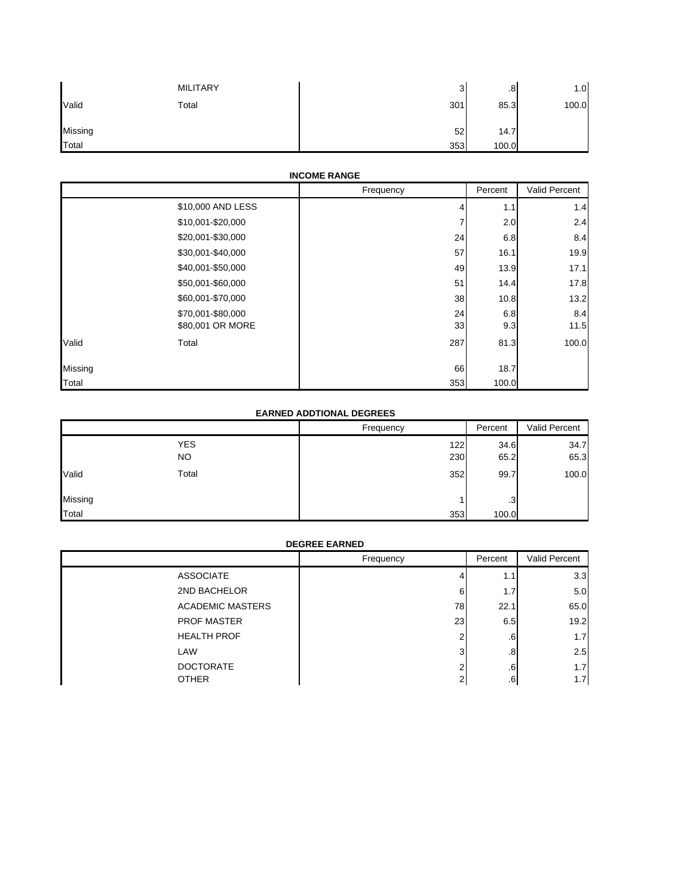| | | Frequency | Percent | Valid Percent |
|---|---|---|---|---|
| | MILITARY | 3 | .8 | 1.0 |
| Valid | Total | 301 | 85.3 | 100.0 |
| Missing | | 52 | 14.7 | |
| Total | | 353 | 100.0 | |

**INCOME RANGE**

| | | Frequency | Percent | Valid Percent |
|---|---|---|---|---|
| | $10,000 AND LESS | 4 | 1.1 | 1.4 |
| | $10,001-$20,000 | 7 | 2.0 | 2.4 |
| | $20,001-$30,000 | 24 | 6.8 | 8.4 |
| | $30,001-$40,000 | 57 | 16.1 | 19.9 |
| | $40,001-$50,000 | 49 | 13.9 | 17.1 |
| | $50,001-$60,000 | 51 | 14.4 | 17.8 |
| | $60,001-$70,000 | 38 | 10.8 | 13.2 |
| | $70,001-$80,000 | 24 | 6.8 | 8.4 |
| | $80,001 OR MORE | 33 | 9.3 | 11.5 |
| Valid | Total | 287 | 81.3 | 100.0 |
| Missing | | 66 | 18.7 | |
| Total | | 353 | 100.0 | |

**EARNED ADDTIONAL DEGREES**

| | | Frequency | Percent | Valid Percent |
|---|---|---|---|---|
| | YES | 122 | 34.6 | 34.7 |
| | NO | 230 | 65.2 | 65.3 |
| Valid | Total | 352 | 99.7 | 100.0 |
| Missing | | 1 | .3 | |
| Total | | 353 | 100.0 | |

**DEGREE EARNED**

| | | Frequency | Percent | Valid Percent |
|---|---|---|---|---|
| | ASSOCIATE | 4 | 1.1 | 3.3 |
| | 2ND BACHELOR | 6 | 1.7 | 5.0 |
| | ACADEMIC MASTERS | 78 | 22.1 | 65.0 |
| | PROF MASTER | 23 | 6.5 | 19.2 |
| | HEALTH PROF | 2 | .6 | 1.7 |
| | LAW | 3 | .8 | 2.5 |
| | DOCTORATE | 2 | .6 | 1.7 |
| | OTHER | 2 | .6 | 1.7 |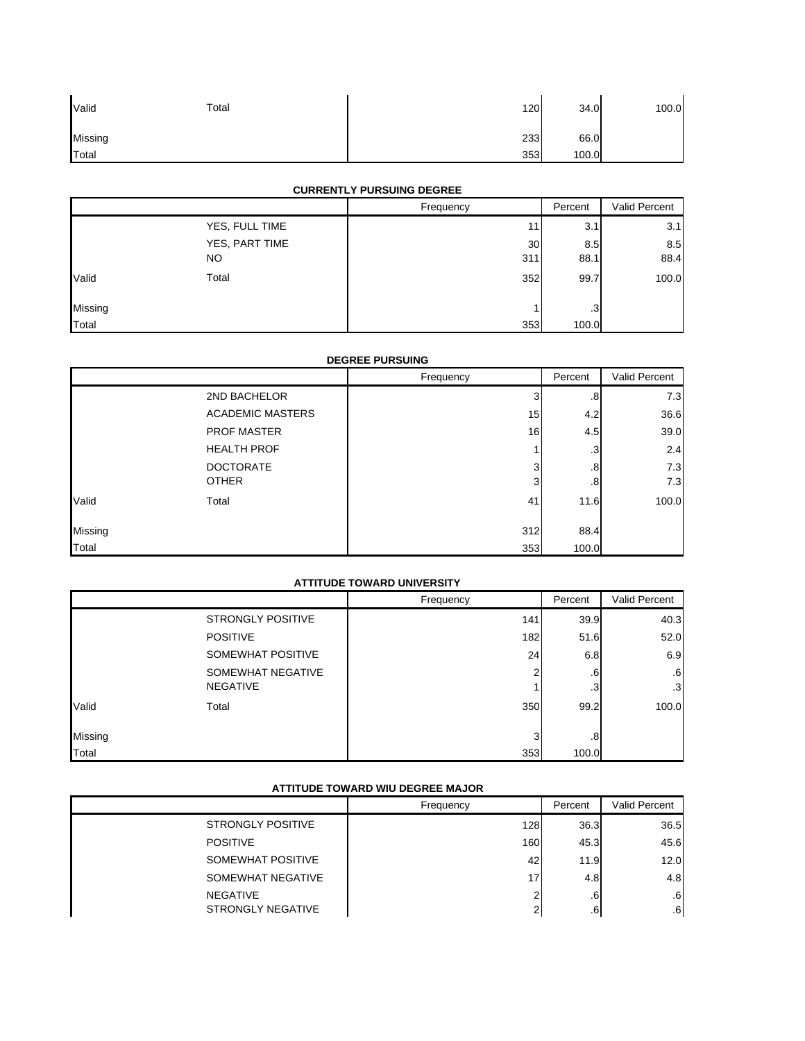| | | Frequency | Percent | Valid Percent |
|---|---|---|---|---|
| Valid | Total | 120 | 34.0 | 100.0 |
| Missing | | 233 | 66.0 | |
| Total | | 353 | 100.0 | |

**CURRENTLY PURSUING DEGREE**

| | | Frequency | Percent | Valid Percent |
|---|---|---|---|---|
| Valid | YES, FULL TIME | 11 | 3.1 | 3.1 |
| | YES, PART TIME | 30 | 8.5 | 8.5 |
| | NO | 311 | 88.1 | 88.4 |
| | Total | 352 | 99.7 | 100.0 |
| Missing | | 1 | .3 | |
| Total | | 353 | 100.0 | |

**DEGREE PURSUING**

| | | Frequency | Percent | Valid Percent |
|---|---|---|---|---|
| Valid | 2ND BACHELOR | 3 | .8 | 7.3 |
| | ACADEMIC MASTERS | 15 | 4.2 | 36.6 |
| | PROF MASTER | 16 | 4.5 | 39.0 |
| | HEALTH PROF | 1 | .3 | 2.4 |
| | DOCTORATE | 3 | .8 | 7.3 |
| | OTHER | 3 | .8 | 7.3 |
| | Total | 41 | 11.6 | 100.0 |
| Missing | | 312 | 88.4 | |
| Total | | 353 | 100.0 | |

**ATTITUDE TOWARD UNIVERSITY**

| | | Frequency | Percent | Valid Percent |
|---|---|---|---|---|
| Valid | STRONGLY POSITIVE | 141 | 39.9 | 40.3 |
| | POSITIVE | 182 | 51.6 | 52.0 |
| | SOMEWHAT POSITIVE | 24 | 6.8 | 6.9 |
| | SOMEWHAT NEGATIVE | 2 | .6 | .6 |
| | NEGATIVE | 1 | .3 | .3 |
| | Total | 350 | 99.2 | 100.0 |
| Missing | | 3 | .8 | |
| Total | | 353 | 100.0 | |

**ATTITUDE TOWARD WIU DEGREE MAJOR**

| | | Frequency | Percent | Valid Percent |
|---|---|---|---|---|
| | STRONGLY POSITIVE | 128 | 36.3 | 36.5 |
| | POSITIVE | 160 | 45.3 | 45.6 |
| | SOMEWHAT POSITIVE | 42 | 11.9 | 12.0 |
| | SOMEWHAT NEGATIVE | 17 | 4.8 | 4.8 |
| | NEGATIVE | 2 | .6 | .6 |
| | STRONGLY NEGATIVE | 2 | .6 | .6 |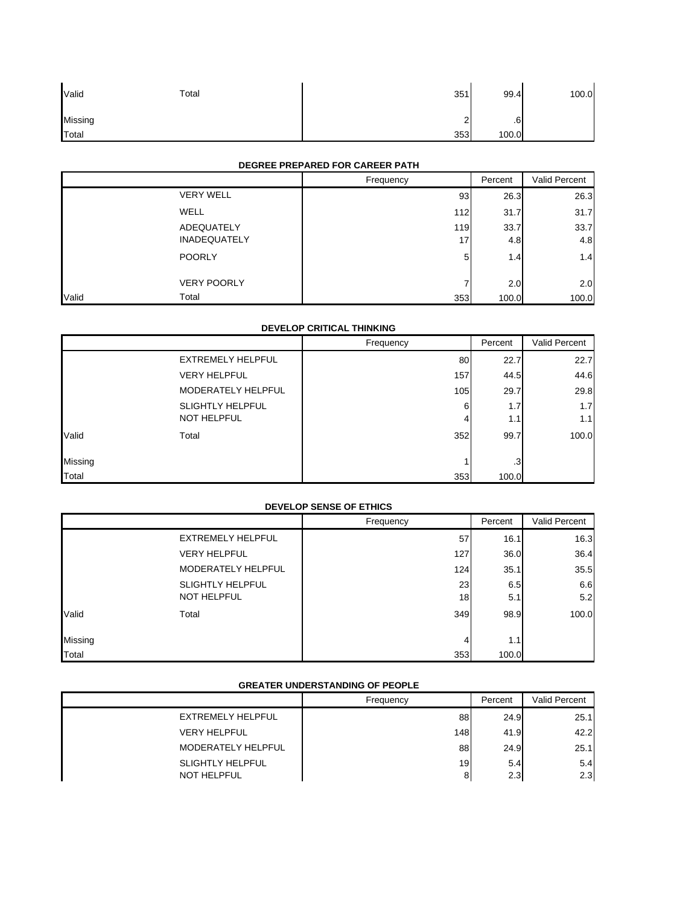| | | Frequency | Percent | Valid Percent |
|---|---|---|---|---|
| Valid | Total | 351 | 99.4 | 100.0 |
| Missing | | 2 | .6 | |
| Total | | 353 | 100.0 | |

**DEGREE PREPARED FOR CAREER PATH**

| | | Frequency | Percent | Valid Percent |
|---|---|---|---|---|
| | VERY WELL | 93 | 26.3 | 26.3 |
| | WELL | 112 | 31.7 | 31.7 |
| | ADEQUATELY | 119 | 33.7 | 33.7 |
| | INADEQUATELY | 17 | 4.8 | 4.8 |
| | POORLY | 5 | 1.4 | 1.4 |
| | VERY POORLY | 7 | 2.0 | 2.0 |
| Valid | Total | 353 | 100.0 | 100.0 |

**DEVELOP CRITICAL THINKING**

| | | Frequency | Percent | Valid Percent |
|---|---|---|---|---|
| | EXTREMELY HELPFUL | 80 | 22.7 | 22.7 |
| | VERY HELPFUL | 157 | 44.5 | 44.6 |
| | MODERATELY HELPFUL | 105 | 29.7 | 29.8 |
| | SLIGHTLY HELPFUL | 6 | 1.7 | 1.7 |
| | NOT HELPFUL | 4 | 1.1 | 1.1 |
| Valid | Total | 352 | 99.7 | 100.0 |
| Missing | | 1 | .3 | |
| Total | | 353 | 100.0 | |

**DEVELOP SENSE OF ETHICS**

| | | Frequency | Percent | Valid Percent |
|---|---|---|---|---|
| | EXTREMELY HELPFUL | 57 | 16.1 | 16.3 |
| | VERY HELPFUL | 127 | 36.0 | 36.4 |
| | MODERATELY HELPFUL | 124 | 35.1 | 35.5 |
| | SLIGHTLY HELPFUL | 23 | 6.5 | 6.6 |
| | NOT HELPFUL | 18 | 5.1 | 5.2 |
| Valid | Total | 349 | 98.9 | 100.0 |
| Missing | | 4 | 1.1 | |
| Total | | 353 | 100.0 | |

**GREATER UNDERSTANDING OF PEOPLE**

| | | Frequency | Percent | Valid Percent |
|---|---|---|---|---|
| | EXTREMELY HELPFUL | 88 | 24.9 | 25.1 |
| | VERY HELPFUL | 148 | 41.9 | 42.2 |
| | MODERATELY HELPFUL | 88 | 24.9 | 25.1 |
| | SLIGHTLY HELPFUL | 19 | 5.4 | 5.4 |
| | NOT HELPFUL | 8 | 2.3 | 2.3 |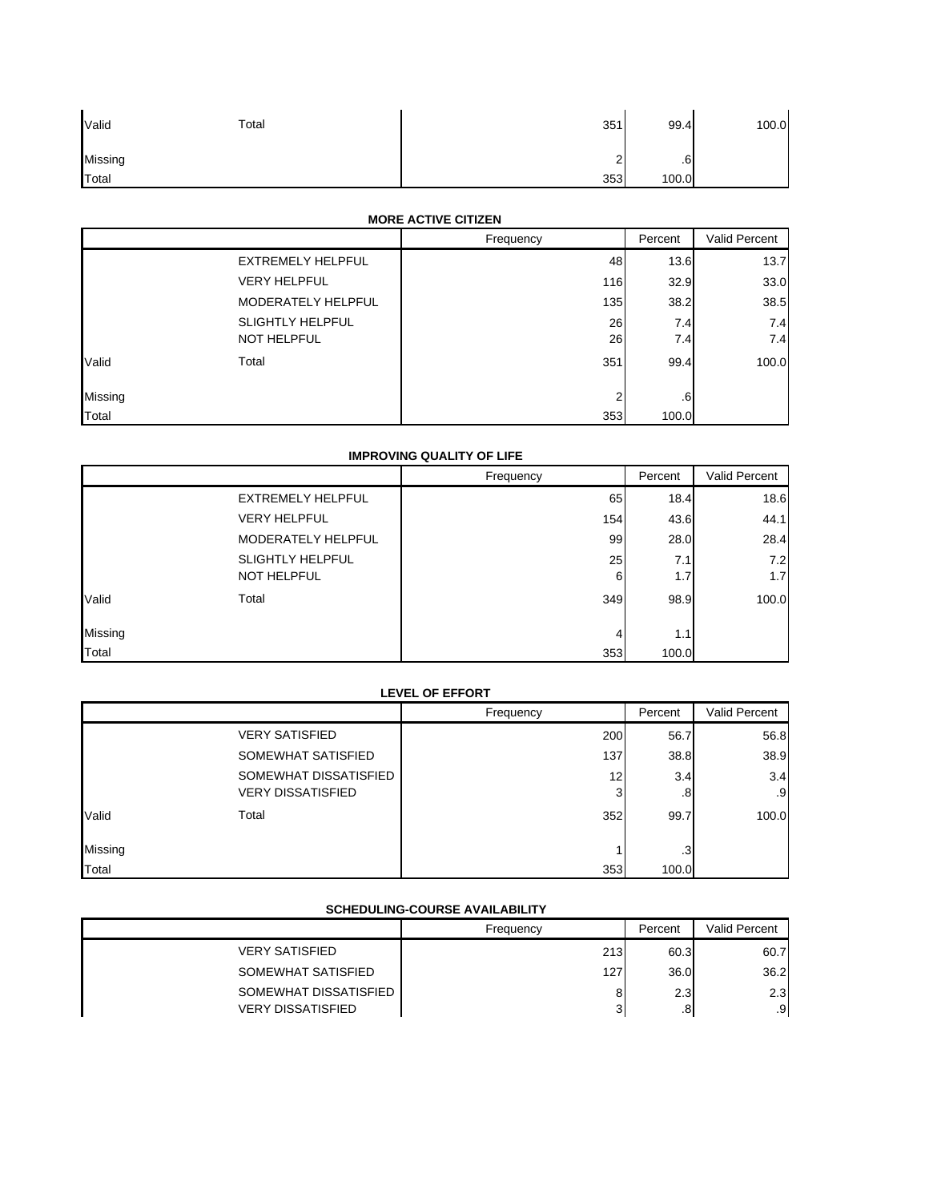| | | Frequency | Percent | Valid Percent |
|---|---|---|---|---|
| Valid | Total | 351 | 99.4 | 100.0 |
| Missing | | 2 | .6 | |
| Total | | 353 | 100.0 | |

**MORE ACTIVE CITIZEN**

| | | Frequency | Percent | Valid Percent |
|---|---|---|---|---|
| | EXTREMELY HELPFUL | 48 | 13.6 | 13.7 |
| | VERY HELPFUL | 116 | 32.9 | 33.0 |
| | MODERATELY HELPFUL | 135 | 38.2 | 38.5 |
| | SLIGHTLY HELPFUL | 26 | 7.4 | 7.4 |
| | NOT HELPFUL | 26 | 7.4 | 7.4 |
| Valid | Total | 351 | 99.4 | 100.0 |
| Missing | | 2 | .6 | |
| Total | | 353 | 100.0 | |

**IMPROVING QUALITY OF LIFE**

| | | Frequency | Percent | Valid Percent |
|---|---|---|---|---|
| | EXTREMELY HELPFUL | 65 | 18.4 | 18.6 |
| | VERY HELPFUL | 154 | 43.6 | 44.1 |
| | MODERATELY HELPFUL | 99 | 28.0 | 28.4 |
| | SLIGHTLY HELPFUL | 25 | 7.1 | 7.2 |
| | NOT HELPFUL | 6 | 1.7 | 1.7 |
| Valid | Total | 349 | 98.9 | 100.0 |
| Missing | | 4 | 1.1 | |
| Total | | 353 | 100.0 | |

**LEVEL OF EFFORT**

| | | Frequency | Percent | Valid Percent |
|---|---|---|---|---|
| | VERY SATISFIED | 200 | 56.7 | 56.8 |
| | SOMEWHAT SATISFIED | 137 | 38.8 | 38.9 |
| | SOMEWHAT DISSATISFIED | 12 | 3.4 | 3.4 |
| | VERY DISSATISFIED | 3 | .8 | .9 |
| Valid | Total | 352 | 99.7 | 100.0 |
| Missing | | 1 | .3 | |
| Total | | 353 | 100.0 | |

**SCHEDULING-COURSE AVAILABILITY**

| | | Frequency | Percent | Valid Percent |
|---|---|---|---|---|
| | VERY SATISFIED | 213 | 60.3 | 60.7 |
| | SOMEWHAT SATISFIED | 127 | 36.0 | 36.2 |
| | SOMEWHAT DISSATISFIED | 8 | 2.3 | 2.3 |
| | VERY DISSATISFIED | 3 | .8 | .9 |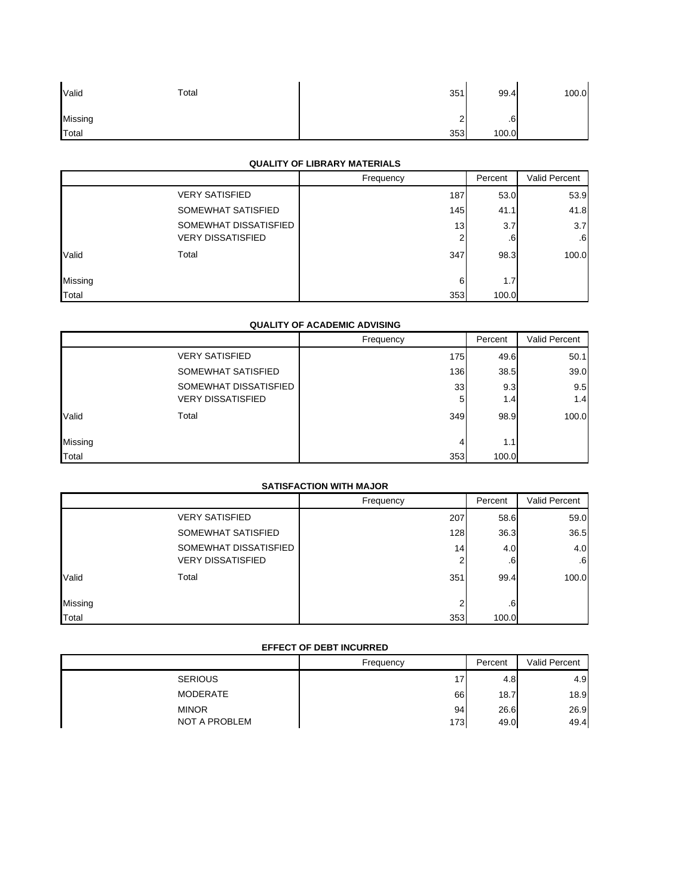| | | Frequency | Percent | Valid Percent |
|---|---|---|---|---|
| Valid | Total | 351 | 99.4 | 100.0 |
| Missing | | 2 | .6 | |
| Total | | 353 | 100.0 | |

**QUALITY OF LIBRARY MATERIALS**

| | | Frequency | Percent | Valid Percent |
|---|---|---|---|---|
| | VERY SATISFIED | 187 | 53.0 | 53.9 |
| | SOMEWHAT SATISFIED | 145 | 41.1 | 41.8 |
| | SOMEWHAT DISSATISFIED | 13 | 3.7 | 3.7 |
| | VERY DISSATISFIED | 2 | .6 | .6 |
| Valid | Total | 347 | 98.3 | 100.0 |
| Missing | | 6 | 1.7 | |
| Total | | 353 | 100.0 | |

**QUALITY OF ACADEMIC ADVISING**

| | | Frequency | Percent | Valid Percent |
|---|---|---|---|---|
| | VERY SATISFIED | 175 | 49.6 | 50.1 |
| | SOMEWHAT SATISFIED | 136 | 38.5 | 39.0 |
| | SOMEWHAT DISSATISFIED | 33 | 9.3 | 9.5 |
| | VERY DISSATISFIED | 5 | 1.4 | 1.4 |
| Valid | Total | 349 | 98.9 | 100.0 |
| Missing | | 4 | 1.1 | |
| Total | | 353 | 100.0 | |

**SATISFACTION WITH MAJOR**

| | | Frequency | Percent | Valid Percent |
|---|---|---|---|---|
| | VERY SATISFIED | 207 | 58.6 | 59.0 |
| | SOMEWHAT SATISFIED | 128 | 36.3 | 36.5 |
| | SOMEWHAT DISSATISFIED | 14 | 4.0 | 4.0 |
| | VERY DISSATISFIED | 2 | .6 | .6 |
| Valid | Total | 351 | 99.4 | 100.0 |
| Missing | | 2 | .6 | |
| Total | | 353 | 100.0 | |

**EFFECT OF DEBT INCURRED**

| | | Frequency | Percent | Valid Percent |
|---|---|---|---|---|
| | SERIOUS | 17 | 4.8 | 4.9 |
| | MODERATE | 66 | 18.7 | 18.9 |
| | MINOR | 94 | 26.6 | 26.9 |
| | NOT A PROBLEM | 173 | 49.0 | 49.4 |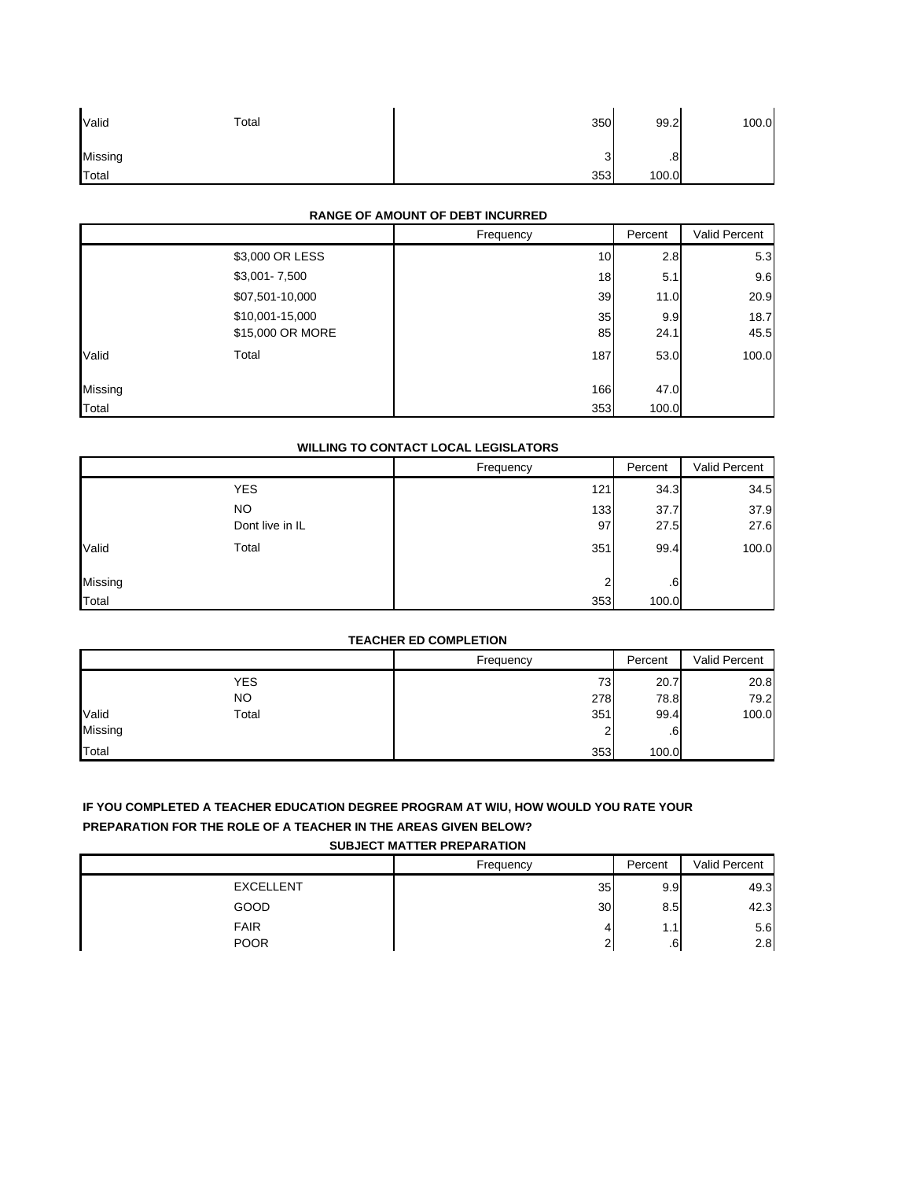| | | Frequency | Percent | Valid Percent |
|---|---|---|---|---|
| Valid | Total | 350 | 99.2 | 100.0 |
| Missing | | 3 | .8 | |
| Total | | 353 | 100.0 | |

**RANGE OF AMOUNT OF DEBT INCURRED**

| | | Frequency | Percent | Valid Percent |
|---|---|---|---|---|
| | $3,000 OR LESS | 10 | 2.8 | 5.3 |
| | $3,001- 7,500 | 18 | 5.1 | 9.6 |
| | $07,501-10,000 | 39 | 11.0 | 20.9 |
| | $10,001-15,000 | 35 | 9.9 | 18.7 |
| | $15,000 OR MORE | 85 | 24.1 | 45.5 |
| Valid | Total | 187 | 53.0 | 100.0 |
| Missing | | 166 | 47.0 | |
| Total | | 353 | 100.0 | |

**WILLING TO CONTACT LOCAL LEGISLATORS**

| | | Frequency | Percent | Valid Percent |
|---|---|---|---|---|
| | YES | 121 | 34.3 | 34.5 |
| | NO | 133 | 37.7 | 37.9 |
| | Dont live in IL | 97 | 27.5 | 27.6 |
| Valid | Total | 351 | 99.4 | 100.0 |
| Missing | | 2 | .6 | |
| Total | | 353 | 100.0 | |

**TEACHER ED COMPLETION**

| | | Frequency | Percent | Valid Percent |
|---|---|---|---|---|
| | YES | 73 | 20.7 | 20.8 |
| | NO | 278 | 78.8 | 79.2 |
| Valid | Total | 351 | 99.4 | 100.0 |
| Missing | | 2 | .6 | |
| Total | | 353 | 100.0 | |

**IF YOU COMPLETED A TEACHER EDUCATION DEGREE PROGRAM AT WIU, HOW WOULD YOU RATE YOUR PREPARATION FOR THE ROLE OF A TEACHER IN THE AREAS GIVEN BELOW?**

**SUBJECT MATTER PREPARATION**

| | | Frequency | Percent | Valid Percent |
|---|---|---|---|---|
| | EXCELLENT | 35 | 9.9 | 49.3 |
| | GOOD | 30 | 8.5 | 42.3 |
| | FAIR | 4 | 1.1 | 5.6 |
| | POOR | 2 | .6 | 2.8 |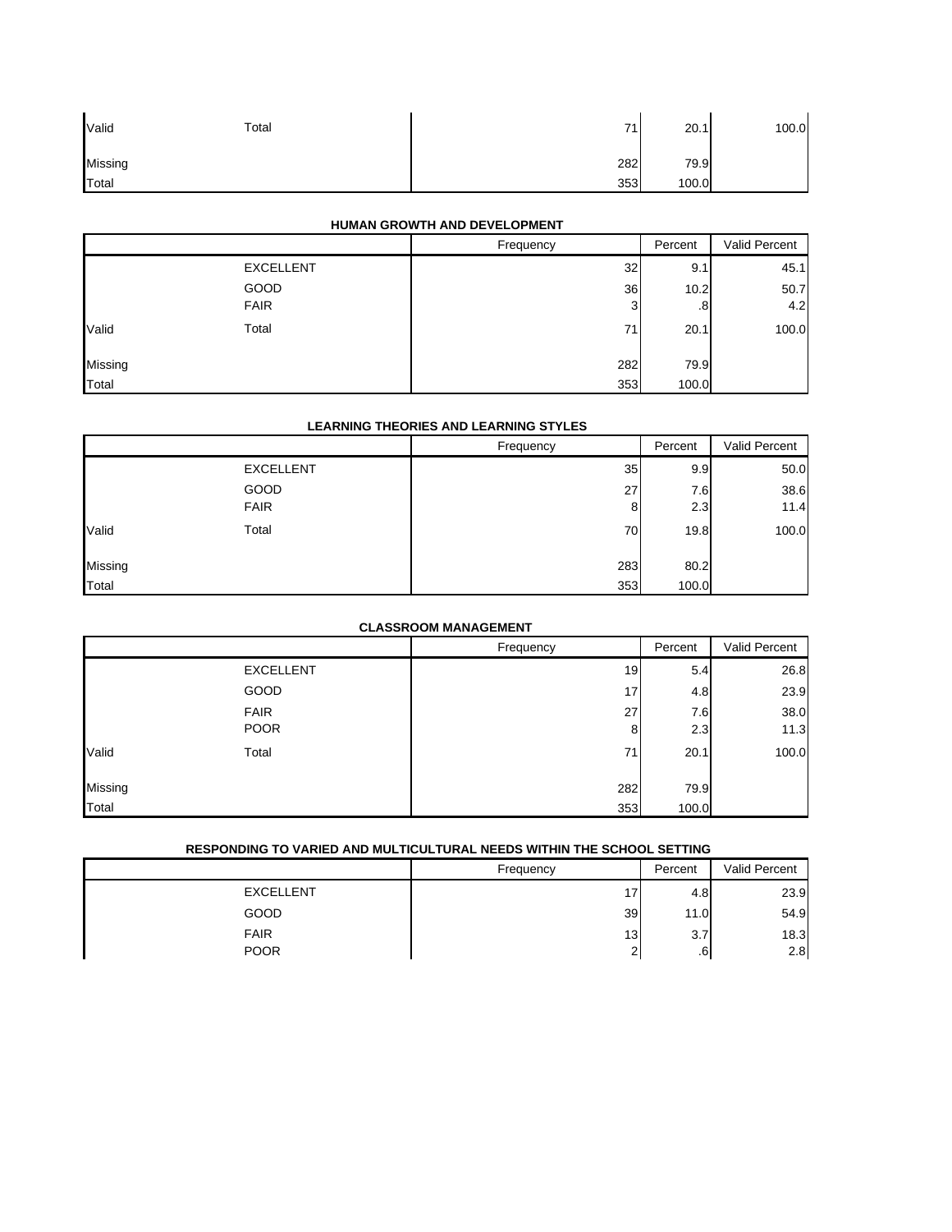|  |  | Frequency | Percent | Valid Percent |
|---|---|---|---|---|
| Valid | Total | 71 | 20.1 | 100.0 |
| Missing |  | 282 | 79.9 |  |
| Total |  | 353 | 100.0 |  |

**HUMAN GROWTH AND DEVELOPMENT**

|  |  | Frequency | Percent | Valid Percent |
|---|---|---|---|---|
| Valid | EXCELLENT | 32 | 9.1 | 45.1 |
|  | GOOD | 36 | 10.2 | 50.7 |
|  | FAIR | 3 | .8 | 4.2 |
|  | Total | 71 | 20.1 | 100.0 |
| Missing |  | 282 | 79.9 |  |
| Total |  | 353 | 100.0 |  |

**LEARNING THEORIES AND LEARNING STYLES**

|  |  | Frequency | Percent | Valid Percent |
|---|---|---|---|---|
| Valid | EXCELLENT | 35 | 9.9 | 50.0 |
|  | GOOD | 27 | 7.6 | 38.6 |
|  | FAIR | 8 | 2.3 | 11.4 |
|  | Total | 70 | 19.8 | 100.0 |
| Missing |  | 283 | 80.2 |  |
| Total |  | 353 | 100.0 |  |

**CLASSROOM MANAGEMENT**

|  |  | Frequency | Percent | Valid Percent |
|---|---|---|---|---|
| Valid | EXCELLENT | 19 | 5.4 | 26.8 |
|  | GOOD | 17 | 4.8 | 23.9 |
|  | FAIR | 27 | 7.6 | 38.0 |
|  | POOR | 8 | 2.3 | 11.3 |
|  | Total | 71 | 20.1 | 100.0 |
| Missing |  | 282 | 79.9 |  |
| Total |  | 353 | 100.0 |  |

**RESPONDING TO VARIED AND MULTICULTURAL NEEDS WITHIN THE SCHOOL SETTING**

|  |  | Frequency | Percent | Valid Percent |
|---|---|---|---|---|
|  | EXCELLENT | 17 | 4.8 | 23.9 |
|  | GOOD | 39 | 11.0 | 54.9 |
|  | FAIR | 13 | 3.7 | 18.3 |
|  | POOR | 2 | .6 | 2.8 |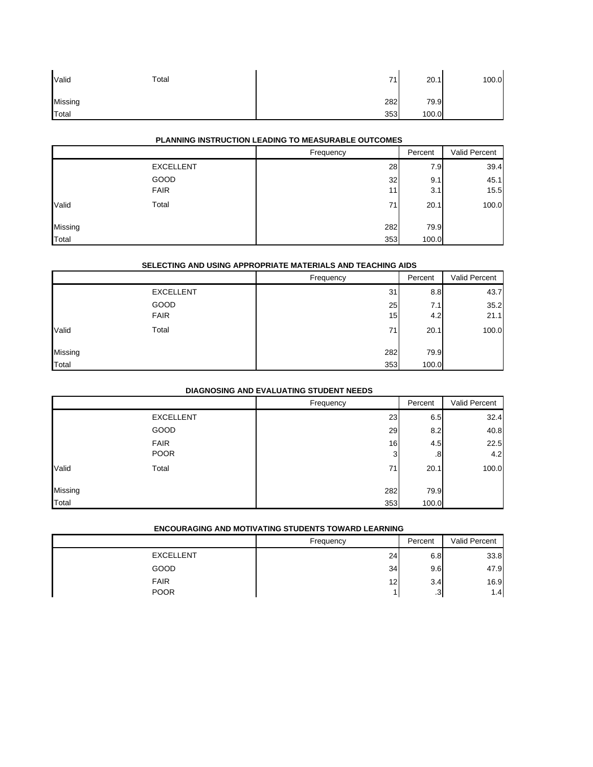| | | Frequency | Percent | Valid Percent |
|---|---|---|---|---|
| Valid | Total | 71 | 20.1 | 100.0 |
| Missing | | 282 | 79.9 | |
| Total | | 353 | 100.0 | |

**PLANNING INSTRUCTION LEADING TO MEASURABLE OUTCOMES**

| | | Frequency | Percent | Valid Percent |
|---|---|---|---|---|
| | EXCELLENT | 28 | 7.9 | 39.4 |
| | GOOD | 32 | 9.1 | 45.1 |
| | FAIR | 11 | 3.1 | 15.5 |
| Valid | Total | 71 | 20.1 | 100.0 |
| Missing | | 282 | 79.9 | |
| Total | | 353 | 100.0 | |

**SELECTING AND USING APPROPRIATE MATERIALS AND TEACHING AIDS**

| | | Frequency | Percent | Valid Percent |
|---|---|---|---|---|
| | EXCELLENT | 31 | 8.8 | 43.7 |
| | GOOD | 25 | 7.1 | 35.2 |
| | FAIR | 15 | 4.2 | 21.1 |
| Valid | Total | 71 | 20.1 | 100.0 |
| Missing | | 282 | 79.9 | |
| Total | | 353 | 100.0 | |

**DIAGNOSING AND EVALUATING STUDENT NEEDS**

| | | Frequency | Percent | Valid Percent |
|---|---|---|---|---|
| | EXCELLENT | 23 | 6.5 | 32.4 |
| | GOOD | 29 | 8.2 | 40.8 |
| | FAIR | 16 | 4.5 | 22.5 |
| | POOR | 3 | .8 | 4.2 |
| Valid | Total | 71 | 20.1 | 100.0 |
| Missing | | 282 | 79.9 | |
| Total | | 353 | 100.0 | |

**ENCOURAGING AND MOTIVATING STUDENTS TOWARD LEARNING**

| | | Frequency | Percent | Valid Percent |
|---|---|---|---|---|
| | EXCELLENT | 24 | 6.8 | 33.8 |
| | GOOD | 34 | 9.6 | 47.9 |
| | FAIR | 12 | 3.4 | 16.9 |
| | POOR | 1 | .3 | 1.4 |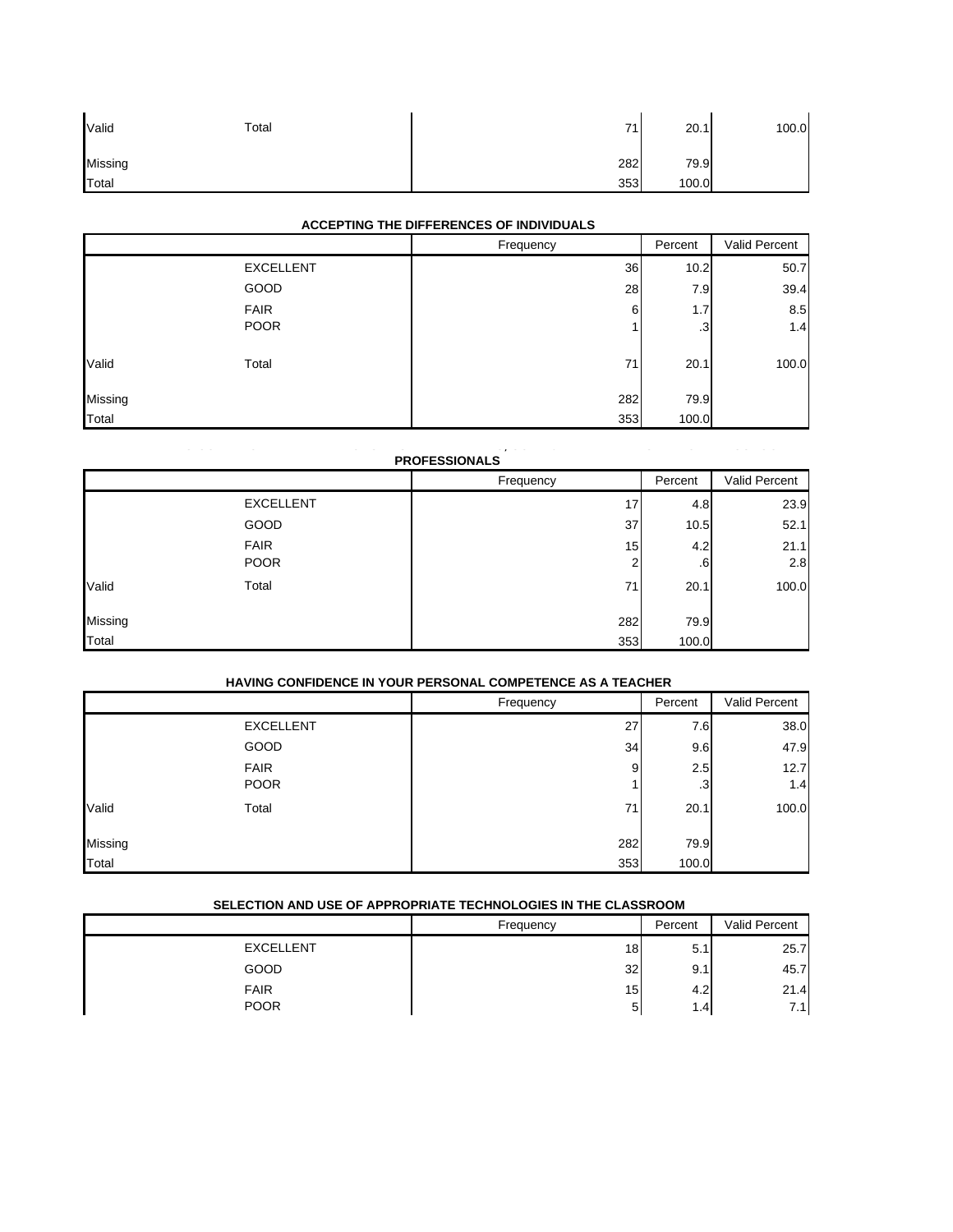| | | Frequency | Percent | Valid Percent |
|---|---|---|---|---|
| Valid | Total | 71 | 20.1 | 100.0 |
| Missing | | 282 | 79.9 | |
| Total | | 353 | 100.0 | |

**ACCEPTING THE DIFFERENCES OF INDIVIDUALS**

| | | Frequency | Percent | Valid Percent |
|---|---|---|---|---|
| Valid | EXCELLENT | 36 | 10.2 | 50.7 |
| | GOOD | 28 | 7.9 | 39.4 |
| | FAIR | 6 | 1.7 | 8.5 |
| | POOR | 1 | .3 | 1.4 |
| | Total | 71 | 20.1 | 100.0 |
| Missing | | 282 | 79.9 | |
| Total | | 353 | 100.0 | |

**PROFESSIONALS**

| | | Frequency | Percent | Valid Percent |
|---|---|---|---|---|
| Valid | EXCELLENT | 17 | 4.8 | 23.9 |
| | GOOD | 37 | 10.5 | 52.1 |
| | FAIR | 15 | 4.2 | 21.1 |
| | POOR | 2 | .6 | 2.8 |
| | Total | 71 | 20.1 | 100.0 |
| Missing | | 282 | 79.9 | |
| Total | | 353 | 100.0 | |

**HAVING CONFIDENCE IN YOUR PERSONAL COMPETENCE AS A TEACHER**

| | | Frequency | Percent | Valid Percent |
|---|---|---|---|---|
| Valid | EXCELLENT | 27 | 7.6 | 38.0 |
| | GOOD | 34 | 9.6 | 47.9 |
| | FAIR | 9 | 2.5 | 12.7 |
| | POOR | 1 | .3 | 1.4 |
| | Total | 71 | 20.1 | 100.0 |
| Missing | | 282 | 79.9 | |
| Total | | 353 | 100.0 | |

**SELECTION AND USE OF APPROPRIATE TECHNOLOGIES IN THE CLASSROOM**

| | | Frequency | Percent | Valid Percent |
|---|---|---|---|---|
| | EXCELLENT | 18 | 5.1 | 25.7 |
| | GOOD | 32 | 9.1 | 45.7 |
| | FAIR | 15 | 4.2 | 21.4 |
| | POOR | 5 | 1.4 | 7.1 |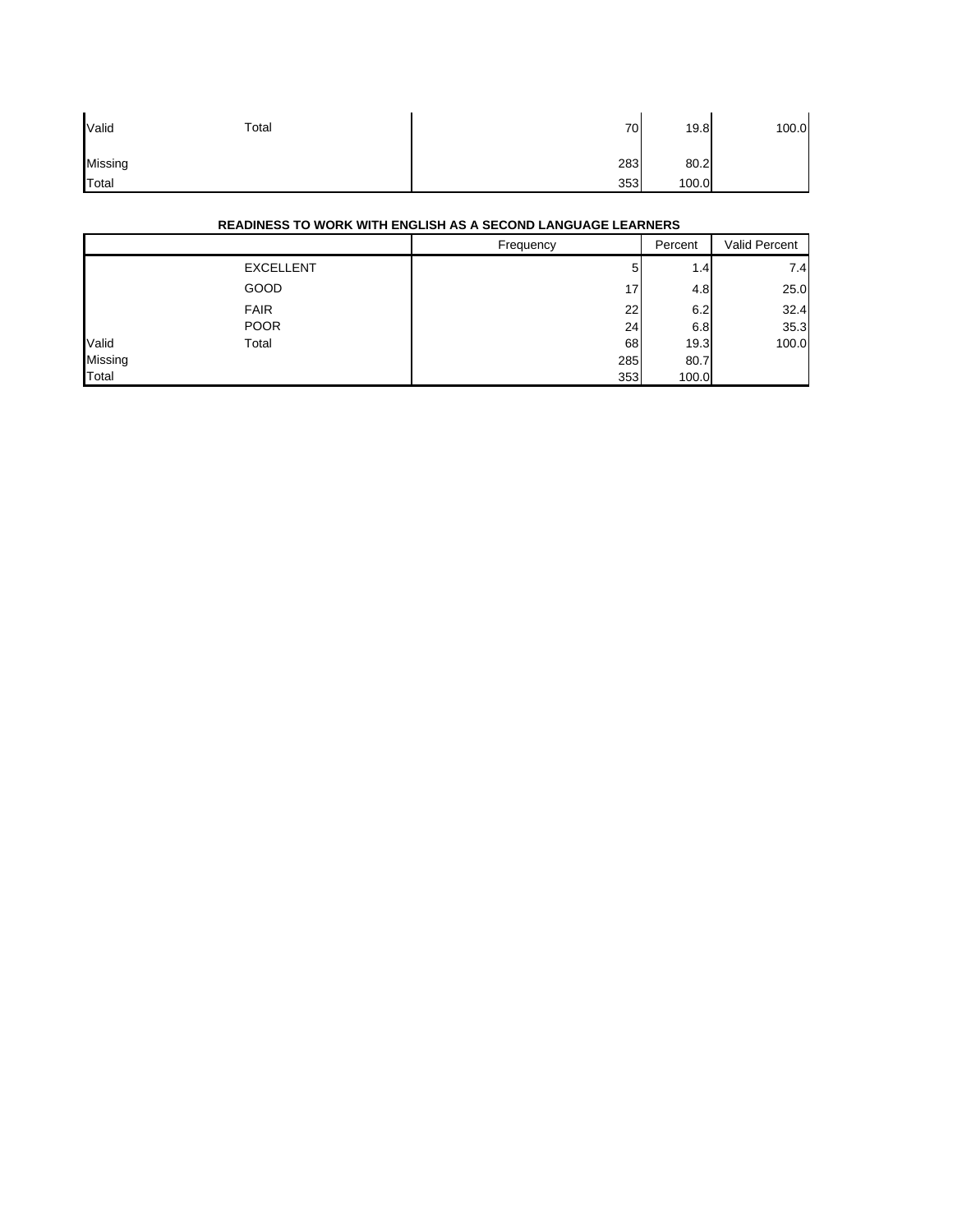| | | Frequency | Percent | Valid Percent |
|---|---|---|---|---|
| Valid | Total | 70 | 19.8 | 100.0 |
| Missing | | 283 | 80.2 | |
| Total | | 353 | 100.0 | |

**READINESS TO WORK WITH ENGLISH AS A SECOND LANGUAGE LEARNERS**

| | | Frequency | Percent | Valid Percent |
|---|---|---|---|---|
| Valid | EXCELLENT | 5 | 1.4 | 7.4 |
| | GOOD | 17 | 4.8 | 25.0 |
| | FAIR | 22 | 6.2 | 32.4 |
| | POOR | 24 | 6.8 | 35.3 |
| | Total | 68 | 19.3 | 100.0 |
| Missing | | 285 | 80.7 | |
| Total | | 353 | 100.0 | |